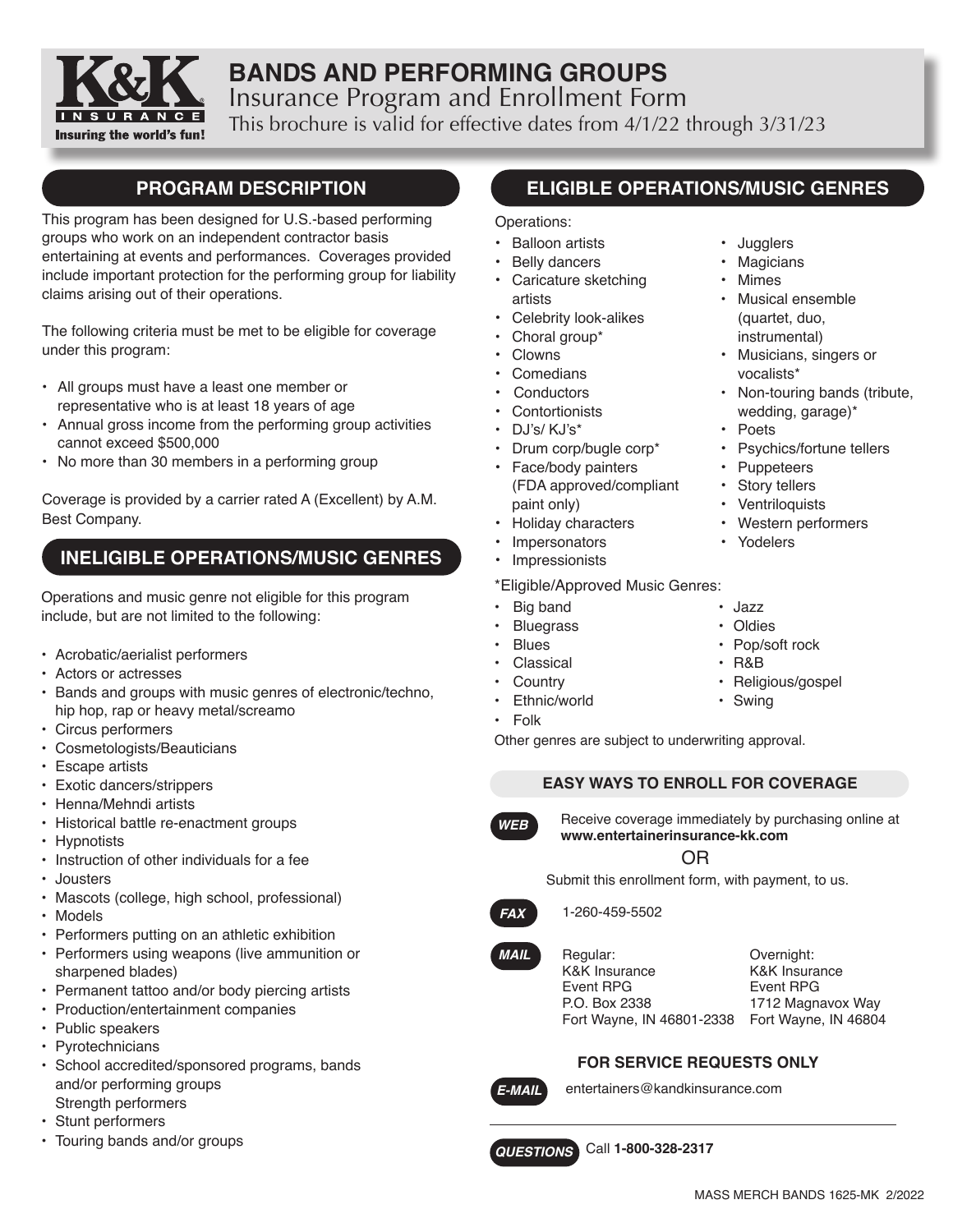# BANDS AND PERFORMING GROUPS

Insurance Program and Enrollment Form

This brochure is valid for effective dates from 4/1/22 through 3/31/23

## PROGRAM DESCRIPTION

This program has been designed for U.S.-based performing groups who work on an independent contractor basis entertaining at events and performances. Coverages provided include important protection for the performing group for liability claims arising out of their operations.

The following criteria must be met to be eligible for coverage under this program:

- All groups must have a least one member or representative who is at least 18 years of age
- Annual gross income from the performing group activities cannot exceed $500,000
- No more than 30 members in a performing group

Coverage is provided by a carrier rated A (Excellent) by A.M. Best Company.

## INELIGIBLE OPERATIONS/MUSIC GENRES

Operations and music genre not eligible for this program include, but are not limited to the following:

- Acrobatic/aerialist performers
- Actors or actresses
- Bands and groups with music genres of electronic/techno, hip hop, rap or heavy metal/screamo
- Circus performers
- Cosmetologists/Beauticians
- Escape artists
- Exotic dancers/strippers
- Henna/Mehndi artists
- Historical battle re-enactment groups
- Hypnotists
- Instruction of other individuals for a fee
- Jousters
- Mascots (college, high school, professional)
- Models
- Performers putting on an athletic exhibition
- Performers using weapons (live ammunition or sharpened blades)
- Permanent tattoo and/or body piercing artists
- Production/entertainment companies
- Public speakers
- Pyrotechnicians
- School accredited/sponsored programs, bands and/or performing groups
  Strength performers
- Stunt performers
- Touring bands and/or groups

## ELIGIBLE OPERATIONS/MUSIC GENRES

Operations:

- Balloon artists
- Belly dancers
- Caricature sketching artists
- Celebrity look-alikes
- Choral group*
- Clowns
- Comedians
- Conductors
- Contortionists
- DJ's/ KJ's*
- Drum corp/bugle corp*
- Face/body painters (FDA approved/compliant paint only)
- Holiday characters
- Impersonators
- Impressionists
- Jugglers
- Magicians
- Mimes
- Musical ensemble (quartet, duo, instrumental)
- Musicians, singers or vocalists*
- Non-touring bands (tribute, wedding, garage)*
- Poets
- Psychics/fortune tellers
- Puppeteers
- Story tellers
- Ventriloquists
- Western performers
- Yodelers

*Eligible/Approved Music Genres:

- Big band
- Bluegrass
- Blues
- Classical
- Country
- Ethnic/world
- Folk
- Jazz
- Oldies
- Pop/soft rock
- R&B
- Religious/gospel
- Swing

Other genres are subject to underwriting approval.

### EASY WAYS TO ENROLL FOR COVERAGE

**WEB** Receive coverage immediately by purchasing online at **www.entertainerinsurance-kk.com**

OR

Submit this enrollment form, with payment, to us.

**FAX** 1-260-459-5502

**MAIL**

Regular:
K&K Insurance
Event RPG
P.O. Box 2338
Fort Wayne, IN 46801-2338

Overnight:
K&K Insurance
Event RPG
1712 Magnavox Way
Fort Wayne, IN 46804

### FOR SERVICE REQUESTS ONLY

**E-MAIL** entertainers@kandkinsurance.com

**QUESTIONS** Call **1-800-328-2317**

MASS MERCH BANDS 1625-MK 2/2022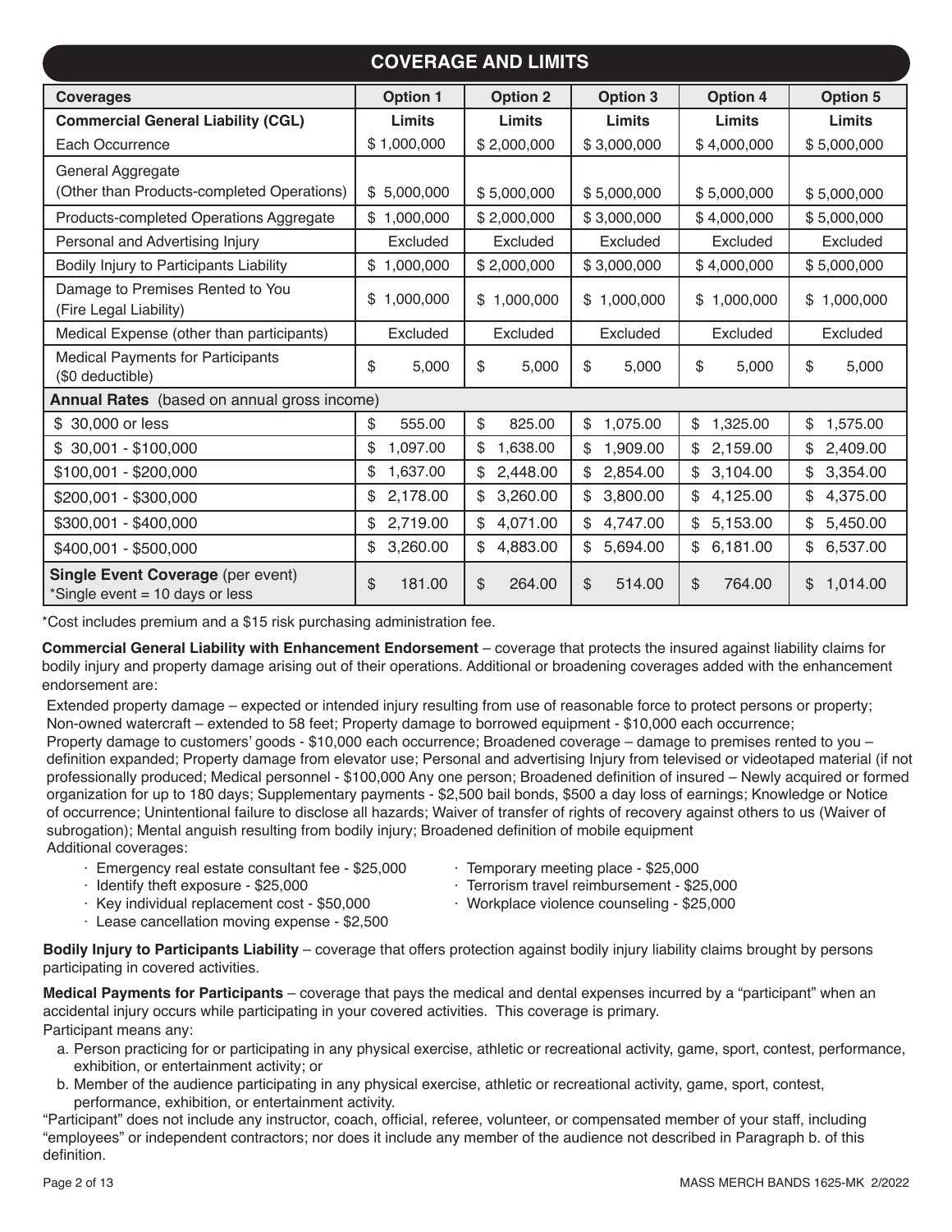## COVERAGE AND LIMITS

| Coverages | Option 1 | Option 2 | Option 3 | Option 4 | Option 5 |
|---|---|---|---|---|---|
| **Commercial General Liability (CGL)** | **Limits** | **Limits** | **Limits** | **Limits** | **Limits** |
| Each Occurrence | $ 1,000,000 | $ 2,000,000 | $ 3,000,000 | $ 4,000,000 | $ 5,000,000 |
| General Aggregate (Other than Products-completed Operations) | $ 5,000,000 | $ 5,000,000 | $ 5,000,000 | $ 5,000,000 | $ 5,000,000 |
| Products-completed Operations Aggregate | $ 1,000,000 | $ 2,000,000 | $ 3,000,000 | $ 4,000,000 | $ 5,000,000 |
| Personal and Advertising Injury | Excluded | Excluded | Excluded | Excluded | Excluded |
| Bodily Injury to Participants Liability | $ 1,000,000 | $ 2,000,000 | $ 3,000,000 | $ 4,000,000 | $ 5,000,000 |
| Damage to Premises Rented to You (Fire Legal Liability) | $ 1,000,000 | $ 1,000,000 | $ 1,000,000 | $ 1,000,000 | $ 1,000,000 |
| Medical Expense (other than participants) | Excluded | Excluded | Excluded | Excluded | Excluded |
| Medical Payments for Participants ($0 deductible) | $ 5,000 | $ 5,000 | $ 5,000 | $ 5,000 | $ 5,000 |
| **Annual Rates** (based on annual gross income) | | | | | |
| $ 30,000 or less | $ 555.00 | $ 825.00 | $ 1,075.00 | $ 1,325.00 | $ 1,575.00 |
| $ 30,001 - $100,000 | $ 1,097.00 | $ 1,638.00 | $ 1,909.00 | $ 2,159.00 | $ 2,409.00 |
| $100,001 - $200,000 | $ 1,637.00 | $ 2,448.00 | $ 2,854.00 | $ 3,104.00 | $ 3,354.00 |
| $200,001 - $300,000 | $ 2,178.00 | $ 3,260.00 | $ 3,800.00 | $ 4,125.00 | $ 4,375.00 |
| $300,001 - $400,000 | $ 2,719.00 | $ 4,071.00 | $ 4,747.00 | $ 5,153.00 | $ 5,450.00 |
| $400,001 - $500,000 | $ 3,260.00 | $ 4,883.00 | $ 5,694.00 | $ 6,181.00 | $ 6,537.00 |
| **Single Event Coverage** (per event) *Single event = 10 days or less | $ 181.00 | $ 264.00 | $ 514.00 | $ 764.00 | $ 1,014.00 |

*Cost includes premium and a $15 risk purchasing administration fee.

**Commercial General Liability with Enhancement Endorsement** – coverage that protects the insured against liability claims for bodily injury and property damage arising out of their operations. Additional or broadening coverages added with the enhancement endorsement are:

Extended property damage – expected or intended injury resulting from use of reasonable force to protect persons or property; Non-owned watercraft – extended to 58 feet; Property damage to borrowed equipment - $10,000 each occurrence; Property damage to customers' goods - $10,000 each occurrence; Broadened coverage – damage to premises rented to you – definition expanded; Property damage from elevator use; Personal and advertising Injury from televised or videotaped material (if not professionally produced; Medical personnel - $100,000 Any one person; Broadened definition of insured – Newly acquired or formed organization for up to 180 days; Supplementary payments - $2,500 bail bonds, $500 a day loss of earnings; Knowledge or Notice of occurrence; Unintentional failure to disclose all hazards; Waiver of transfer of rights of recovery against others to us (Waiver of subrogation); Mental anguish resulting from bodily injury; Broadened definition of mobile equipment

Additional coverages:

- Emergency real estate consultant fee - $25,000
- Identify theft exposure - $25,000
- Key individual replacement cost - $50,000
- Lease cancellation moving expense - $2,500
- Temporary meeting place - $25,000
- Terrorism travel reimbursement - $25,000
- Workplace violence counseling - $25,000

**Bodily Injury to Participants Liability** – coverage that offers protection against bodily injury liability claims brought by persons participating in covered activities.

**Medical Payments for Participants** – coverage that pays the medical and dental expenses incurred by a "participant" when an accidental injury occurs while participating in your covered activities. This coverage is primary.

Participant means any:

a. Person practicing for or participating in any physical exercise, athletic or recreational activity, game, sport, contest, performance, exhibition, or entertainment activity; or

b. Member of the audience participating in any physical exercise, athletic or recreational activity, game, sport, contest, performance, exhibition, or entertainment activity.

"Participant" does not include any instructor, coach, official, referee, volunteer, or compensated member of your staff, including "employees" or independent contractors; nor does it include any member of the audience not described in Paragraph b. of this definition.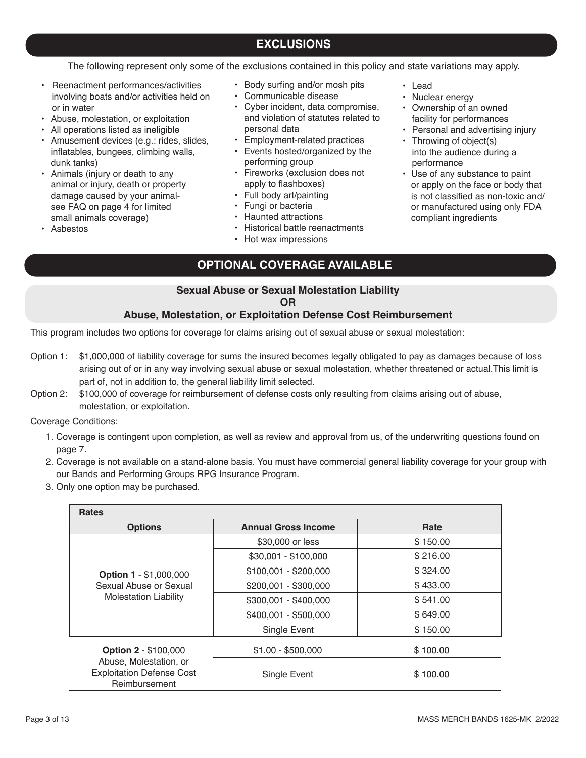## EXCLUSIONS

The following represent only some of the exclusions contained in this policy and state variations may apply.

- Reenactment performances/activities involving boats and/or activities held on or in water
- Abuse, molestation, or exploitation
- All operations listed as ineligible
- Amusement devices (e.g.: rides, slides, inflatables, bungees, climbing walls, dunk tanks)
- Animals (injury or death to any animal or injury, death or property damage caused by your animal- see FAQ on page 4 for limited small animals coverage)
- Asbestos
- Body surfing and/or mosh pits
- Communicable disease
- Cyber incident, data compromise, and violation of statutes related to personal data
- Employment-related practices
- Events hosted/organized by the performing group
- Fireworks (exclusion does not apply to flashboxes)
- Full body art/painting
- Fungi or bacteria
- Haunted attractions
- Historical battle reenactments
- Hot wax impressions
- Lead
- Nuclear energy
- Ownership of an owned facility for performances
- Personal and advertising injury
- Throwing of object(s) into the audience during a performance
- Use of any substance to paint or apply on the face or body that is not classified as non-toxic and/ or manufactured using only FDA compliant ingredients

## OPTIONAL COVERAGE AVAILABLE

### Sexual Abuse or Sexual Molestation Liability OR Abuse, Molestation, or Exploitation Defense Cost Reimbursement

This program includes two options for coverage for claims arising out of sexual abuse or sexual molestation:

Option 1: $1,000,000 of liability coverage for sums the insured becomes legally obligated to pay as damages because of loss arising out of or in any way involving sexual abuse or sexual molestation, whether threatened or actual.This limit is part of, not in addition to, the general liability limit selected.

Option 2: $100,000 of coverage for reimbursement of defense costs only resulting from claims arising out of abuse, molestation, or exploitation.

Coverage Conditions:

1. Coverage is contingent upon completion, as well as review and approval from us, of the underwriting questions found on page 7.
2. Coverage is not available on a stand-alone basis. You must have commercial general liability coverage for your group with our Bands and Performing Groups RPG Insurance Program.
3. Only one option may be purchased.

| Rates | | |
|---|---|---|
| **Options** | **Annual Gross Income** | **Rate** |
| **Option 1** - $1,000,000 Sexual Abuse or Sexual Molestation Liability | $30,000 or less | $ 150.00 |
| | $30,001 - $100,000 | $ 216.00 |
| | $100,001 - $200,000 | $ 324.00 |
| | $200,001 - $300,000 | $ 433.00 |
| | $300,001 - $400,000 | $ 541.00 |
| | $400,001 - $500,000 | $ 649.00 |
| | Single Event | $ 150.00 |
| **Option 2** - $100,000 Abuse, Molestation, or Exploitation Defense Cost Reimbursement | $1.00 - $500,000 | $ 100.00 |
| | Single Event | $ 100.00 |

MASS MERCH BANDS 1625-MK 2/2022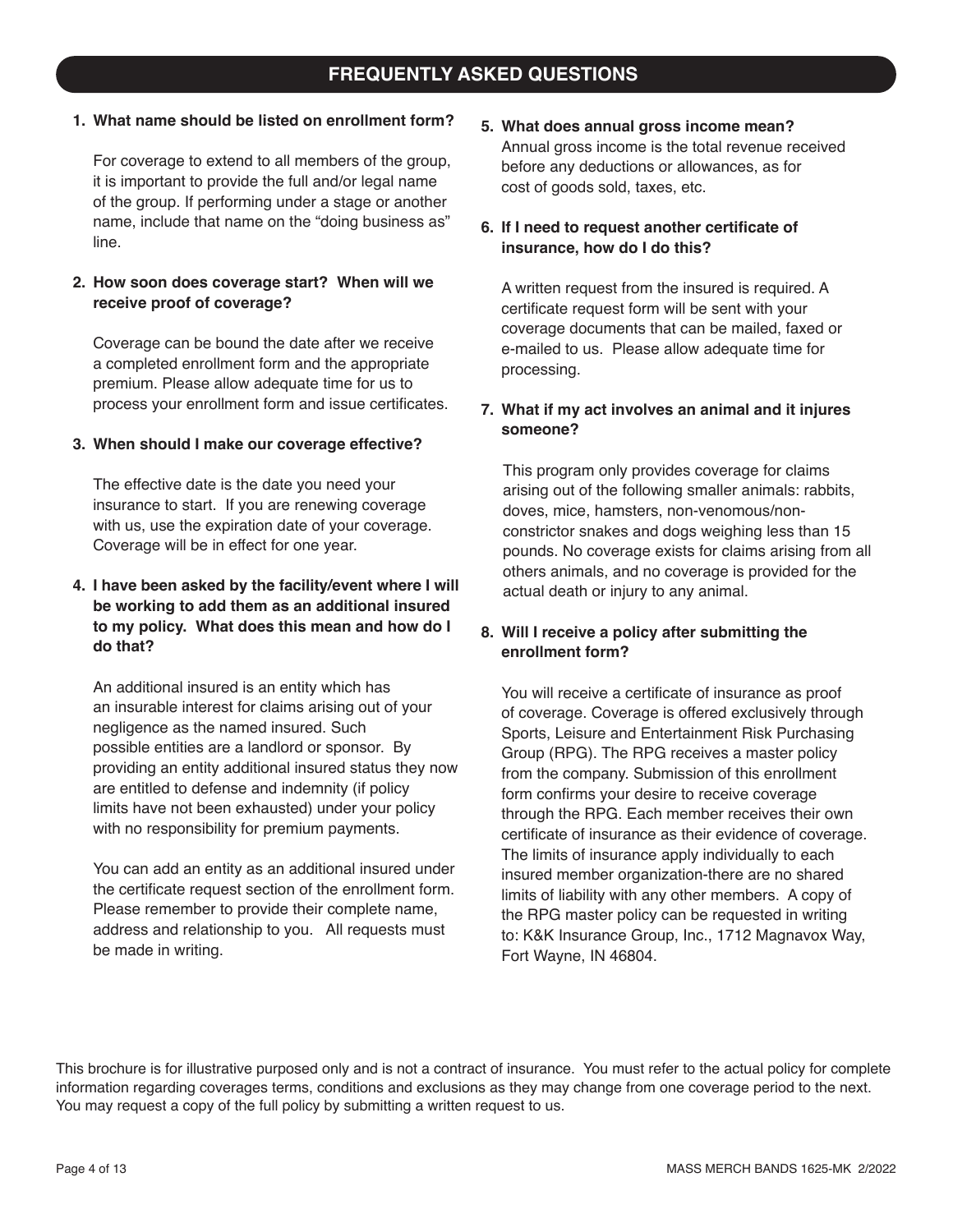## FREQUENTLY ASKED QUESTIONS

**1. What name should be listed on enrollment form?**

For coverage to extend to all members of the group, it is important to provide the full and/or legal name of the group. If performing under a stage or another name, include that name on the "doing business as" line.

**2. How soon does coverage start? When will we receive proof of coverage?**

Coverage can be bound the date after we receive a completed enrollment form and the appropriate premium. Please allow adequate time for us to process your enrollment form and issue certificates.

**3. When should I make our coverage effective?**

The effective date is the date you need your insurance to start. If you are renewing coverage with us, use the expiration date of your coverage. Coverage will be in effect for one year.

**4. I have been asked by the facility/event where I will be working to add them as an additional insured to my policy. What does this mean and how do I do that?**

An additional insured is an entity which has an insurable interest for claims arising out of your negligence as the named insured. Such possible entities are a landlord or sponsor. By providing an entity additional insured status they now are entitled to defense and indemnity (if policy limits have not been exhausted) under your policy with no responsibility for premium payments.

You can add an entity as an additional insured under the certificate request section of the enrollment form. Please remember to provide their complete name, address and relationship to you. All requests must be made in writing.

**5. What does annual gross income mean?**

Annual gross income is the total revenue received before any deductions or allowances, as for cost of goods sold, taxes, etc.

**6. If I need to request another certificate of insurance, how do I do this?**

A written request from the insured is required. A certificate request form will be sent with your coverage documents that can be mailed, faxed or e-mailed to us. Please allow adequate time for processing.

**7. What if my act involves an animal and it injures someone?**

This program only provides coverage for claims arising out of the following smaller animals: rabbits, doves, mice, hamsters, non-venomous/non-constrictor snakes and dogs weighing less than 15 pounds. No coverage exists for claims arising from all others animals, and no coverage is provided for the actual death or injury to any animal.

**8. Will I receive a policy after submitting the enrollment form?**

You will receive a certificate of insurance as proof of coverage. Coverage is offered exclusively through Sports, Leisure and Entertainment Risk Purchasing Group (RPG). The RPG receives a master policy from the company. Submission of this enrollment form confirms your desire to receive coverage through the RPG. Each member receives their own certificate of insurance as their evidence of coverage. The limits of insurance apply individually to each insured member organization-there are no shared limits of liability with any other members. A copy of the RPG master policy can be requested in writing to: K&K Insurance Group, Inc., 1712 Magnavox Way, Fort Wayne, IN 46804.

This brochure is for illustrative purposed only and is not a contract of insurance. You must refer to the actual policy for complete information regarding coverages terms, conditions and exclusions as they may change from one coverage period to the next. You may request a copy of the full policy by submitting a written request to us.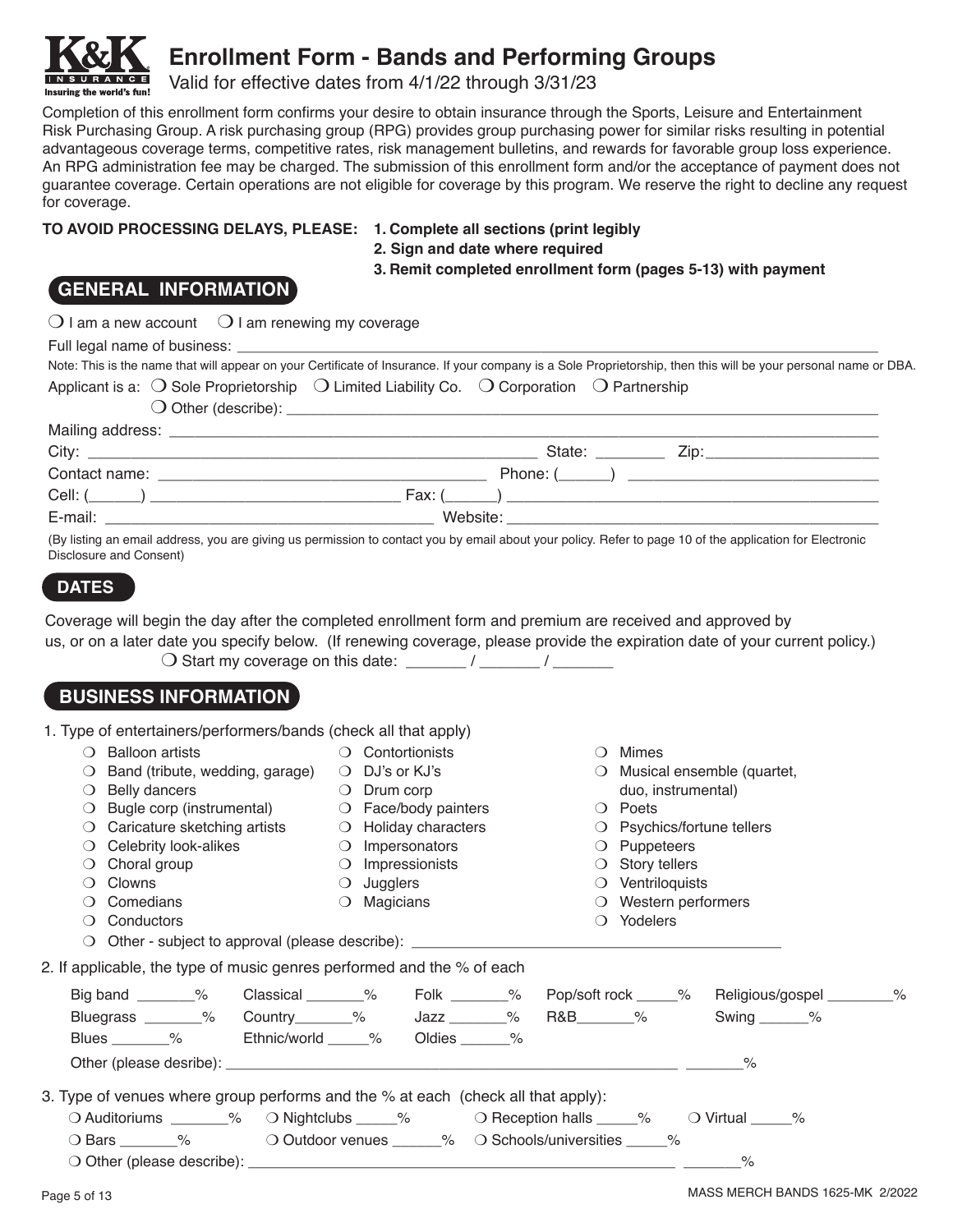# Enrollment Form - Bands and Performing Groups

Valid for effective dates from 4/1/22 through 3/31/23

Completion of this enrollment form confirms your desire to obtain insurance through the Sports, Leisure and Entertainment Risk Purchasing Group. A risk purchasing group (RPG) provides group purchasing power for similar risks resulting in potential advantageous coverage terms, competitive rates, risk management bulletins, and rewards for favorable group loss experience. An RPG administration fee may be charged. The submission of this enrollment form and/or the acceptance of payment does not guarantee coverage. Certain operations are not eligible for coverage by this program. We reserve the right to decline any request for coverage.

**TO AVOID PROCESSING DELAYS, PLEASE:**
**1. Complete all sections (print legibly**
**2. Sign and date where required**
**3. Remit completed enrollment form (pages 5-13) with payment**

## GENERAL INFORMATION

❍ I am a new account ❍ I am renewing my coverage

Full legal name of business: ______________________________

Note: This is the name that will appear on your Certificate of Insurance. If your company is a Sole Proprietorship, then this will be your personal name or DBA.

Applicant is a: ❍ Sole Proprietorship ❍ Limited Liability Co. ❍ Corporation ❍ Partnership
❍ Other (describe): ______________________________

Mailing address: ______________________________

City: ______________________ State: ________ Zip: ____________

Contact name: ______________________ Phone: (______) ______________

Cell: (______) ______________ Fax: (______) ______________

E-mail: ______________________ Website: ______________________

(By listing an email address, you are giving us permission to contact you by email about your policy. Refer to page 10 of the application for Electronic Disclosure and Consent)

## DATES

Coverage will begin the day after the completed enrollment form and premium are received and approved by us, or on a later date you specify below. (If renewing coverage, please provide the expiration date of your current policy.)

❍ Start my coverage on this date: _______ / _______ / _______

## BUSINESS INFORMATION

1. Type of entertainers/performers/bands (check all that apply)
   - ❍ Balloon artists
   - ❍ Band (tribute, wedding, garage)
   - ❍ Belly dancers
   - ❍ Bugle corp (instrumental)
   - ❍ Caricature sketching artists
   - ❍ Celebrity look-alikes
   - ❍ Choral group
   - ❍ Clowns
   - ❍ Comedians
   - ❍ Conductors
   - ❍ Contortionists
   - ❍ DJ's or KJ's
   - ❍ Drum corp
   - ❍ Face/body painters
   - ❍ Holiday characters
   - ❍ Impersonators
   - ❍ Impressionists
   - ❍ Jugglers
   - ❍ Magicians
   - ❍ Mimes
   - ❍ Musical ensemble (quartet, duo, instrumental)
   - ❍ Poets
   - ❍ Psychics/fortune tellers
   - ❍ Puppeteers
   - ❍ Story tellers
   - ❍ Ventriloquists
   - ❍ Western performers
   - ❍ Yodelers
   - ❍ Other - subject to approval (please describe): ______________________________

2. If applicable, the type of music genres performed and the % of each

   Big band _______% Classical _______% Folk _______% Pop/soft rock _____% Religious/gospel ________%
   Bluegrass _______% Country_______% Jazz _______% R&B_______% Swing ______%
   Blues _______% Ethnic/world _____% Oldies ______%
   Other (please desribe): ______________________________ _______%

3. Type of venues where group performs and the % at each (check all that apply):

   ❍ Auditoriums _______% ❍ Nightclubs _____% ❍ Reception halls _____% ❍ Virtual _____%
   ❍ Bars _______% ❍ Outdoor venues ______% ❍ Schools/universities _____%
   ❍ Other (please describe): ______________________________ _______%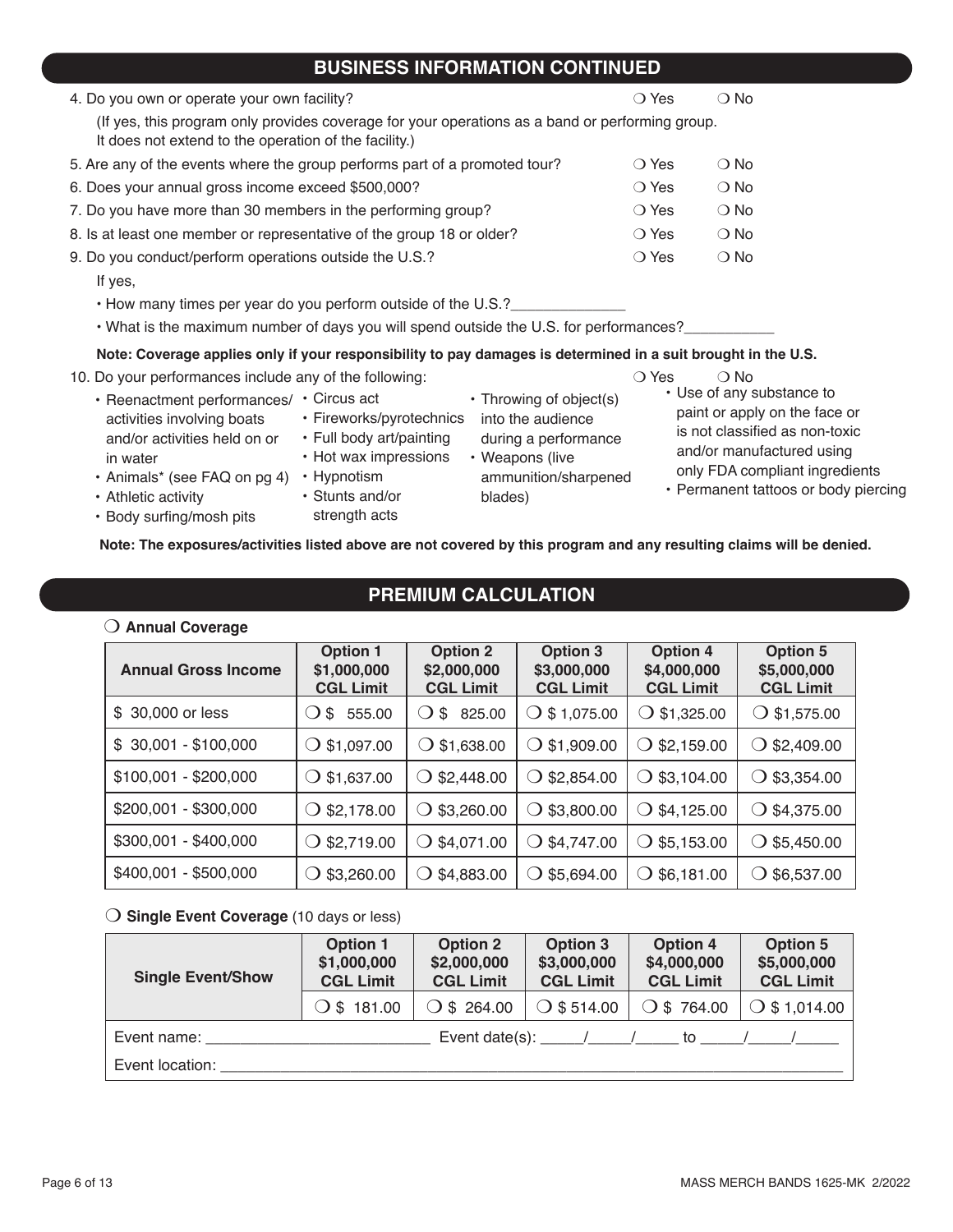## BUSINESS INFORMATION CONTINUED

4. Do you own or operate your own facility? ❍ Yes ❍ No

   (If yes, this program only provides coverage for your operations as a band or performing group. It does not extend to the operation of the facility.)

5. Are any of the events where the group performs part of a promoted tour? ❍ Yes ❍ No
6. Does your annual gross income exceed $500,000? ❍ Yes ❍ No
7. Do you have more than 30 members in the performing group? ❍ Yes ❍ No
8. Is at least one member or representative of the group 18 or older? ❍ Yes ❍ No
9. Do you conduct/perform operations outside the U.S.? ❍ Yes ❍ No

   If yes,

   - How many times per year do you perform outside of the U.S.?______________
   - What is the maximum number of days you will spend outside the U.S. for performances?___________

   **Note: Coverage applies only if your responsibility to pay damages is determined in a suit brought in the U.S.**

10. Do your performances include any of the following: ❍ Yes ❍ No

    - Reenactment performances/ activities involving boats and/or activities held on or in water
    - Animals* (see FAQ on pg 4)
    - Athletic activity
    - Body surfing/mosh pits
    - Circus act
    - Fireworks/pyrotechnics
    - Full body art/painting
    - Hot wax impressions
    - Hypnotism
    - Stunts and/or strength acts
    - Throwing of object(s) into the audience during a performance
    - Weapons (live ammunition/sharpened blades)
    - Use of any substance to paint or apply on the face or is not classified as non-toxic and/or manufactured using only FDA compliant ingredients
    - Permanent tattoos or body piercing

    **Note: The exposures/activities listed above are not covered by this program and any resulting claims will be denied.**

## PREMIUM CALCULATION

❍ **Annual Coverage**

| Annual Gross Income | Option 1 $1,000,000 CGL Limit | Option 2 $2,000,000 CGL Limit | Option 3 $3,000,000 CGL Limit | Option 4 $4,000,000 CGL Limit | Option 5 $5,000,000 CGL Limit |
|---|---|---|---|---|---|
| $ 30,000 or less | ❍ $ 555.00 | ❍ $ 825.00 | ❍ $ 1,075.00 | ❍ $1,325.00 | ❍ $1,575.00 |
| $ 30,001 - $100,000 | ❍ $1,097.00 | ❍ $1,638.00 | ❍ $1,909.00 | ❍ $2,159.00 | ❍ $2,409.00 |
| $100,001 - $200,000 | ❍ $1,637.00 | ❍ $2,448.00 | ❍ $2,854.00 | ❍ $3,104.00 | ❍ $3,354.00 |
| $200,001 - $300,000 | ❍ $2,178.00 | ❍ $3,260.00 | ❍ $3,800.00 | ❍ $4,125.00 | ❍ $4,375.00 |
| $300,001 - $400,000 | ❍ $2,719.00 | ❍ $4,071.00 | ❍ $4,747.00 | ❍ $5,153.00 | ❍ $5,450.00 |
| $400,001 - $500,000 | ❍ $3,260.00 | ❍ $4,883.00 | ❍ $5,694.00 | ❍ $6,181.00 | ❍ $6,537.00 |

❍ **Single Event Coverage** (10 days or less)

| Single Event/Show | Option 1 $1,000,000 CGL Limit | Option 2 $2,000,000 CGL Limit | Option 3 $3,000,000 CGL Limit | Option 4 $4,000,000 CGL Limit | Option 5 $5,000,000 CGL Limit |
|---|---|---|---|---|---|
| | ❍ $ 181.00 | ❍ $ 264.00 | ❍ $ 514.00 | ❍ $ 764.00 | ❍ $ 1,014.00 |

Event name: __________________________ Event date(s): _____/_____/_____ to _____/_____/_____

Event location: ______________________________________________________________________________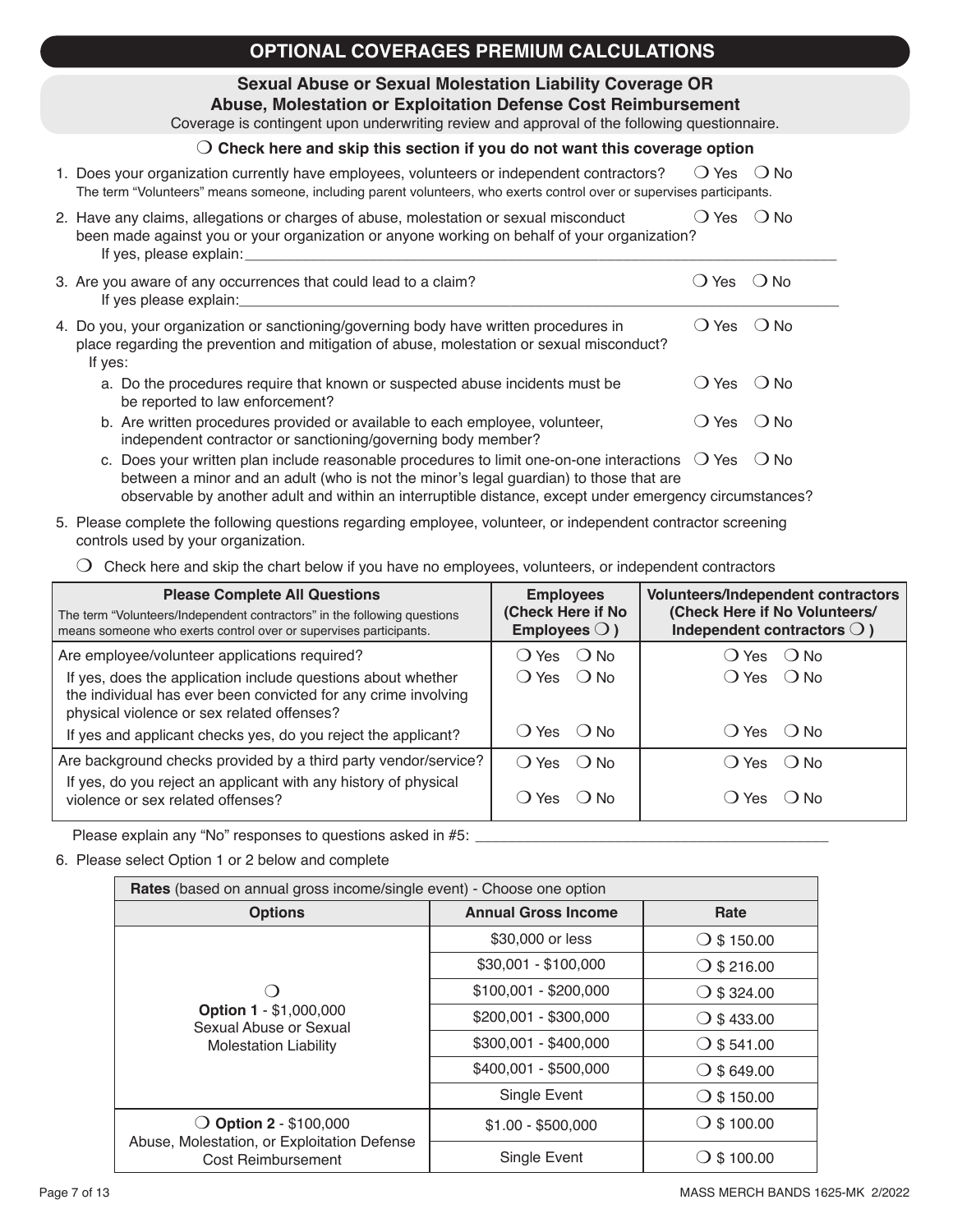## OPTIONAL COVERAGES PREMIUM CALCULATIONS

### Sexual Abuse or Sexual Molestation Liability Coverage OR Abuse, Molestation or Exploitation Defense Cost Reimbursement

Coverage is contingent upon underwriting review and approval of the following questionnaire.

❍ **Check here and skip this section if you do not want this coverage option**

1. Does your organization currently have employees, volunteers or independent contractors? ❍ Yes ❍ No
   The term "Volunteers" means someone, including parent volunteers, who exerts control over or supervises participants.
2. Have any claims, allegations or charges of abuse, molestation or sexual misconduct been made against you or your organization or anyone working on behalf of your organization? ❍ Yes ❍ No
   If yes, please explain: ____________________
3. Are you aware of any occurrences that could lead to a claim? ❍ Yes ❍ No
   If yes please explain: ____________________
4. Do you, your organization or sanctioning/governing body have written procedures in place regarding the prevention and mitigation of abuse, molestation or sexual misconduct? ❍ Yes ❍ No
   If yes:
   a. Do the procedures require that known or suspected abuse incidents must be reported to law enforcement? ❍ Yes ❍ No
   b. Are written procedures provided or available to each employee, volunteer, independent contractor or sanctioning/governing body member? ❍ Yes ❍ No
   c. Does your written plan include reasonable procedures to limit one-on-one interactions between a minor and an adult (who is not the minor's legal guardian) to those that are observable by another adult and within an interruptible distance, except under emergency circumstances? ❍ Yes ❍ No
5. Please complete the following questions regarding employee, volunteer, or independent contractor screening controls used by your organization.

   ❍ Check here and skip the chart below if you have no employees, volunteers, or independent contractors

| **Please Complete All Questions**<br>The term "Volunteers/Independent contractors" in the following questions means someone who exerts control over or supervises participants. | **Employees (Check Here if No Employees ❍ )** | **Volunteers/Independent contractors (Check Here if No Volunteers/ Independent contractors ❍ )** |
|---|---|---|
| Are employee/volunteer applications required? | ❍ Yes ❍ No | ❍ Yes ❍ No |
| If yes, does the application include questions about whether the individual has ever been convicted for any crime involving physical violence or sex related offenses? | ❍ Yes ❍ No | ❍ Yes ❍ No |
| If yes and applicant checks yes, do you reject the applicant? | ❍ Yes ❍ No | ❍ Yes ❍ No |
| Are background checks provided by a third party vendor/service? | ❍ Yes ❍ No | ❍ Yes ❍ No |
| If yes, do you reject an applicant with any history of physical violence or sex related offenses? | ❍ Yes ❍ No | ❍ Yes ❍ No |

   Please explain any "No" responses to questions asked in #5: ____________________

6. Please select Option 1 or 2 below and complete

| **Rates** (based on annual gross income/single event) - Choose one option | | |
|---|---|---|
| **Options** | **Annual Gross Income** | **Rate** |
| ❍ **Option 1** - $1,000,000 Sexual Abuse or Sexual Molestation Liability | $30,000 or less | ❍ $ 150.00 |
| | $30,001 - $100,000 | ❍ $ 216.00 |
| | $100,001 - $200,000 | ❍ $ 324.00 |
| | $200,001 - $300,000 | ❍ $ 433.00 |
| | $300,001 - $400,000 | ❍ $ 541.00 |
| | $400,001 - $500,000 | ❍ $ 649.00 |
| | Single Event | ❍ $ 150.00 |
| ❍ **Option 2** - $100,000 Abuse, Molestation, or Exploitation Defense Cost Reimbursement | $1.00 - $500,000 | ❍ $ 100.00 |
| | Single Event | ❍ $ 100.00 |

MASS MERCH BANDS 1625-MK 2/2022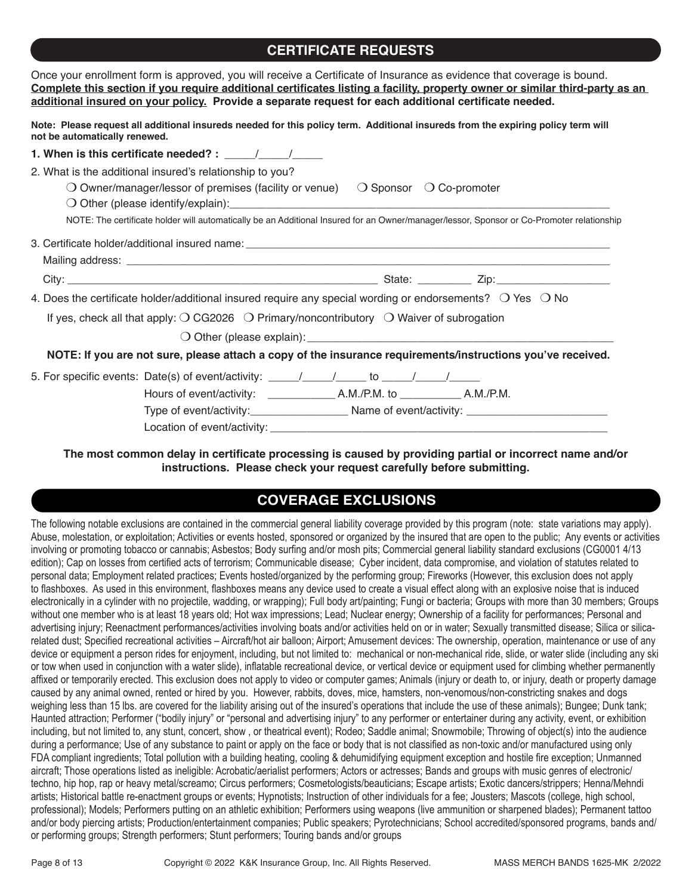## CERTIFICATE REQUESTS

Once your enrollment form is approved, you will receive a Certificate of Insurance as evidence that coverage is bound. **Complete this section if you require additional certificates listing a facility, property owner or similar third-party as an additional insured on your policy.** **Provide a separate request for each additional certificate needed.**

**Note: Please request all additional insureds needed for this policy term. Additional insureds from the expiring policy term will not be automatically renewed.**

**1. When is this certificate needed? :** _____/_____/_____

2. What is the additional insured's relationship to you?

❍ Owner/manager/lessor of premises (facility or venue) ❍ Sponsor ❍ Co-promoter

❍ Other (please identify/explain):_______________________________________________

NOTE: The certificate holder will automatically be an Additional Insured for an Owner/manager/lessor, Sponsor or Co-Promoter relationship

3. Certificate holder/additional insured name: _______________________________________________

Mailing address: _______________________________________________

City: _______________________________ State: _________ Zip: __________________

4. Does the certificate holder/additional insured require any special wording or endorsements? ❍ Yes ❍ No

If yes, check all that apply: ❍ CG2026 ❍ Primary/noncontributory ❍ Waiver of subrogation

❍ Other (please explain): _______________________________________________

**NOTE: If you are not sure, please attach a copy of the insurance requirements/instructions you've received.**

5. For specific events: Date(s) of event/activity: _____/_____/_____ to _____/_____/_____

Hours of event/activity: ___________ A.M./P.M. to __________ A.M./P.M.

Type of event/activity: ________________ Name of event/activity: _______________________

Location of event/activity: _______________________________________________

**The most common delay in certificate processing is caused by providing partial or incorrect name and/or instructions. Please check your request carefully before submitting.**

## COVERAGE EXCLUSIONS

The following notable exclusions are contained in the commercial general liability coverage provided by this program (note: state variations may apply). Abuse, molestation, or exploitation; Activities or events hosted, sponsored or organized by the insured that are open to the public; Any events or activities involving or promoting tobacco or cannabis; Asbestos; Body surfing and/or mosh pits; Commercial general liability standard exclusions (CG0001 4/13 edition); Cap on losses from certified acts of terrorism; Communicable disease; Cyber incident, data compromise, and violation of statutes related to personal data; Employment related practices; Events hosted/organized by the performing group; Fireworks (However, this exclusion does not apply to flashboxes. As used in this environment, flashboxes means any device used to create a visual effect along with an explosive noise that is induced electronically in a cylinder with no projectile, wadding, or wrapping); Full body art/painting; Fungi or bacteria; Groups with more than 30 members; Groups without one member who is at least 18 years old; Hot wax impressions; Lead; Nuclear energy; Ownership of a facility for performances; Personal and advertising injury; Reenactment performances/activities involving boats and/or activities held on or in water; Sexually transmitted disease; Silica or silica-related dust; Specified recreational activities – Aircraft/hot air balloon; Airport; Amusement devices: The ownership, operation, maintenance or use of any device or equipment a person rides for enjoyment, including, but not limited to: mechanical or non-mechanical ride, slide, or water slide (including any ski or tow when used in conjunction with a water slide), inflatable recreational device, or vertical device or equipment used for climbing whether permanently affixed or temporarily erected. This exclusion does not apply to video or computer games; Animals (injury or death to, or injury, death or property damage caused by any animal owned, rented or hired by you. However, rabbits, doves, mice, hamsters, non-venomous/non-constricting snakes and dogs weighing less than 15 lbs. are covered for the liability arising out of the insured's operations that include the use of these animals); Bungee; Dunk tank; Haunted attraction; Performer ("bodily injury" or "personal and advertising injury" to any performer or entertainer during any activity, event, or exhibition including, but not limited to, any stunt, concert, show , or theatrical event); Rodeo; Saddle animal; Snowmobile; Throwing of object(s) into the audience during a performance; Use of any substance to paint or apply on the face or body that is not classified as non-toxic and/or manufactured using only FDA compliant ingredients; Total pollution with a building heating, cooling & dehumidifying equipment exception and hostile fire exception; Unmanned aircraft; Those operations listed as ineligible: Acrobatic/aerialist performers; Actors or actresses; Bands and groups with music genres of electronic/techno, hip hop, rap or heavy metal/screamo; Circus performers; Cosmetologists/beauticians; Escape artists; Exotic dancers/strippers; Henna/Mehndi artists; Historical battle re-enactment groups or events; Hypnotists; Instruction of other individuals for a fee; Jousters; Mascots (college, high school, professional); Models; Performers putting on an athletic exhibition; Performers using weapons (live ammunition or sharpened blades); Permanent tattoo and/or body piercing artists; Production/entertainment companies; Public speakers; Pyrotechnicians; School accredited/sponsored programs, bands and/or performing groups; Strength performers; Stunt performers; Touring bands and/or groups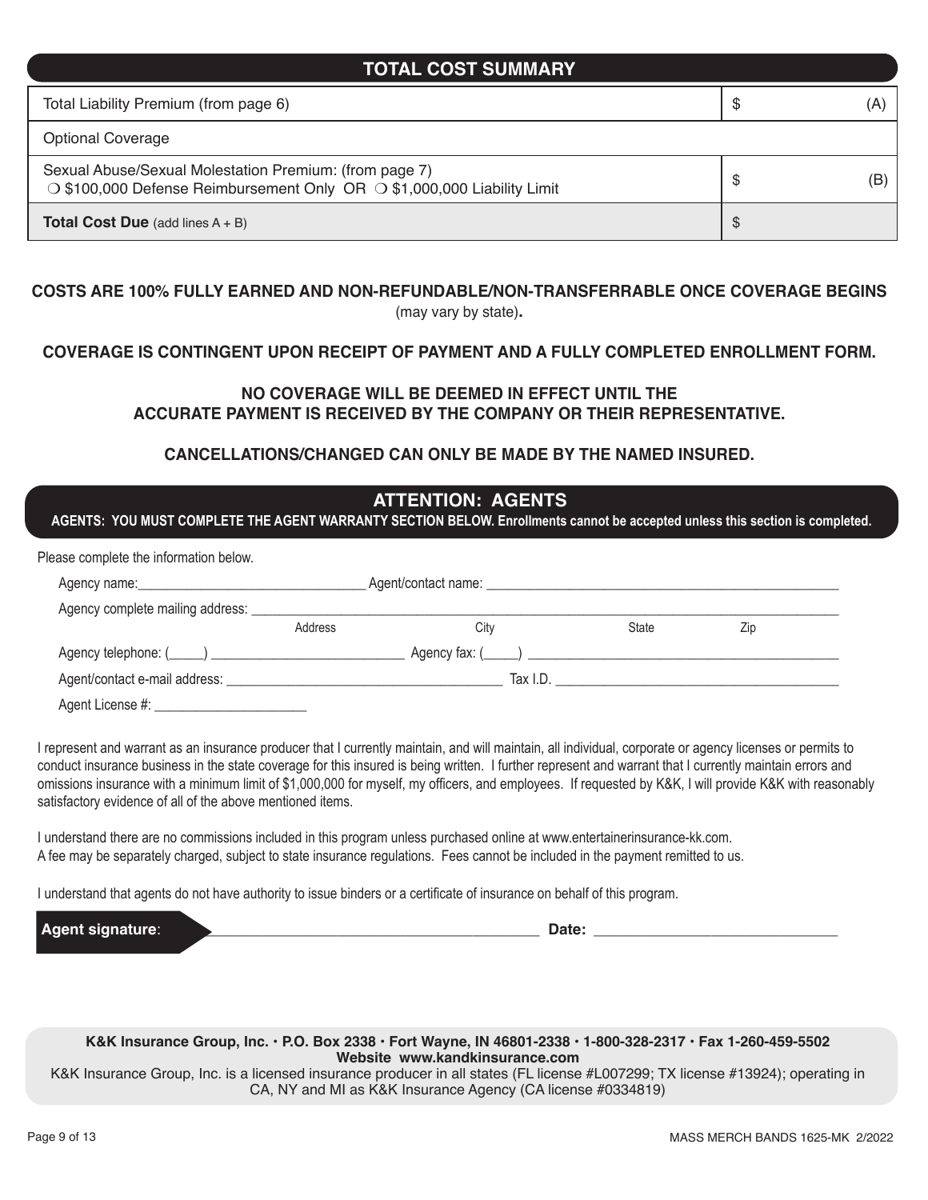## TOTAL COST SUMMARY

| | |
|---|---|
| Total Liability Premium (from page 6) | $ (A) |
| Optional Coverage | |
| Sexual Abuse/Sexual Molestation Premium: (from page 7)<br>❍ $100,000 Defense Reimbursement Only OR ❍ $1,000,000 Liability Limit | $ (B) |
| **Total Cost Due** (add lines A + B) | $ |

**COSTS ARE 100% FULLY EARNED AND NON-REFUNDABLE/NON-TRANSFERRABLE ONCE COVERAGE BEGINS** (may vary by state)**.**

**COVERAGE IS CONTINGENT UPON RECEIPT OF PAYMENT AND A FULLY COMPLETED ENROLLMENT FORM.**

**NO COVERAGE WILL BE DEEMED IN EFFECT UNTIL THE ACCURATE PAYMENT IS RECEIVED BY THE COMPANY OR THEIR REPRESENTATIVE.**

**CANCELLATIONS/CHANGED CAN ONLY BE MADE BY THE NAMED INSURED.**

## ATTENTION: AGENTS

**AGENTS: YOU MUST COMPLETE THE AGENT WARRANTY SECTION BELOW. Enrollments cannot be accepted unless this section is completed.**

Please complete the information below.

Agency name:________________________________ Agent/contact name: ____________________________________________________

Agency complete mailing address: ____________________________________________________________________________
Address City State Zip

Agency telephone: (_____) __________________________ Agency fax: (_____) ____________________________________________

Agent/contact e-mail address: ______________________________________ Tax I.D. ________________________________________

Agent License #: _____________________

I represent and warrant as an insurance producer that I currently maintain, and will maintain, all individual, corporate or agency licenses or permits to conduct insurance business in the state coverage for this insured is being written. I further represent and warrant that I currently maintain errors and omissions insurance with a minimum limit of $1,000,000 for myself, my officers, and employees. If requested by K&K, I will provide K&K with reasonably satisfactory evidence of all of the above mentioned items.

I understand there are no commissions included in this program unless purchased online at www.entertainerinsurance-kk.com. A fee may be separately charged, subject to state insurance regulations. Fees cannot be included in the payment remitted to us.

I understand that agents do not have authority to issue binders or a certificate of insurance on behalf of this program.

**Agent signature**: ________________________________________ **Date:** ______________________________

**K&K Insurance Group, Inc. • P.O. Box 2338 • Fort Wayne, IN 46801-2338 • 1-800-328-2317 • Fax 1-260-459-5502**
**Website www.kandkinsurance.com**
K&K Insurance Group, Inc. is a licensed insurance producer in all states (FL license #L007299; TX license #13924); operating in CA, NY and MI as K&K Insurance Agency (CA license #0334819)

MASS MERCH BANDS 1625-MK 2/2022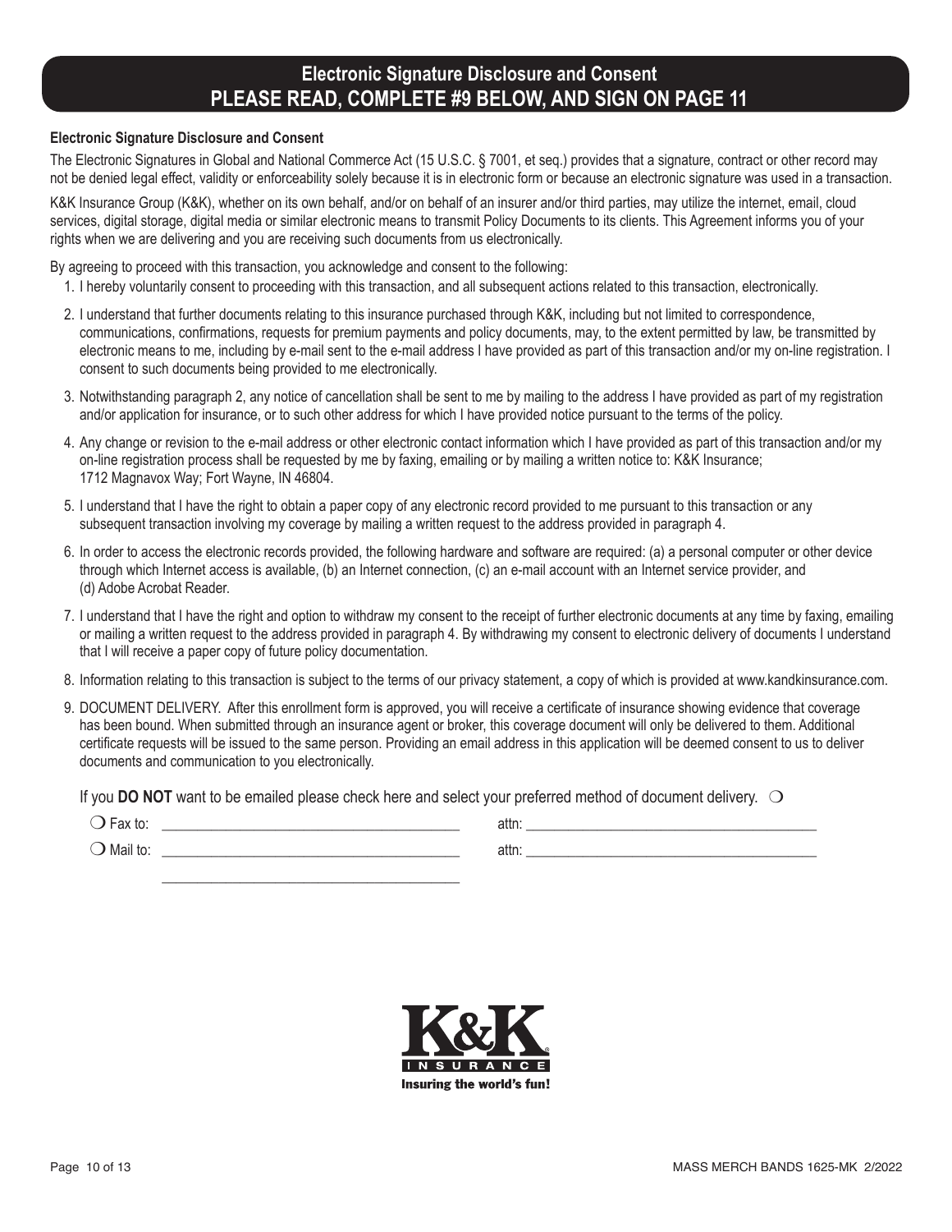# Electronic Signature Disclosure and Consent
# PLEASE READ, COMPLETE #9 BELOW, AND SIGN ON PAGE 11

**Electronic Signature Disclosure and Consent**

The Electronic Signatures in Global and National Commerce Act (15 U.S.C. § 7001, et seq.) provides that a signature, contract or other record may not be denied legal effect, validity or enforceability solely because it is in electronic form or because an electronic signature was used in a transaction.

K&K Insurance Group (K&K), whether on its own behalf, and/or on behalf of an insurer and/or third parties, may utilize the internet, email, cloud services, digital storage, digital media or similar electronic means to transmit Policy Documents to its clients. This Agreement informs you of your rights when we are delivering and you are receiving such documents from us electronically.

By agreeing to proceed with this transaction, you acknowledge and consent to the following:

1. I hereby voluntarily consent to proceeding with this transaction, and all subsequent actions related to this transaction, electronically.
2. I understand that further documents relating to this insurance purchased through K&K, including but not limited to correspondence, communications, confirmations, requests for premium payments and policy documents, may, to the extent permitted by law, be transmitted by electronic means to me, including by e-mail sent to the e-mail address I have provided as part of this transaction and/or my on-line registration. I consent to such documents being provided to me electronically.
3. Notwithstanding paragraph 2, any notice of cancellation shall be sent to me by mailing to the address I have provided as part of my registration and/or application for insurance, or to such other address for which I have provided notice pursuant to the terms of the policy.
4. Any change or revision to the e-mail address or other electronic contact information which I have provided as part of this transaction and/or my on-line registration process shall be requested by me by faxing, emailing or by mailing a written notice to: K&K Insurance; 1712 Magnavox Way; Fort Wayne, IN 46804.
5. I understand that I have the right to obtain a paper copy of any electronic record provided to me pursuant to this transaction or any subsequent transaction involving my coverage by mailing a written request to the address provided in paragraph 4.
6. In order to access the electronic records provided, the following hardware and software are required: (a) a personal computer or other device through which Internet access is available, (b) an Internet connection, (c) an e-mail account with an Internet service provider, and (d) Adobe Acrobat Reader.
7. I understand that I have the right and option to withdraw my consent to the receipt of further electronic documents at any time by faxing, emailing or mailing a written request to the address provided in paragraph 4. By withdrawing my consent to electronic delivery of documents I understand that I will receive a paper copy of future policy documentation.
8. Information relating to this transaction is subject to the terms of our privacy statement, a copy of which is provided at www.kandkinsurance.com.
9. DOCUMENT DELIVERY. After this enrollment form is approved, you will receive a certificate of insurance showing evidence that coverage has been bound. When submitted through an insurance agent or broker, this coverage document will only be delivered to them. Additional certificate requests will be issued to the same person. Providing an email address in this application will be deemed consent to us to deliver documents and communication to you electronically.

If you **DO NOT** want to be emailed please check here and select your preferred method of document delivery. ❍

❍ Fax to: ________________________________________ attn: ________________________________________

❍ Mail to: ________________________________________ attn: ________________________________________

________________________________________

K&K INSURANCE
Insuring the world's fun!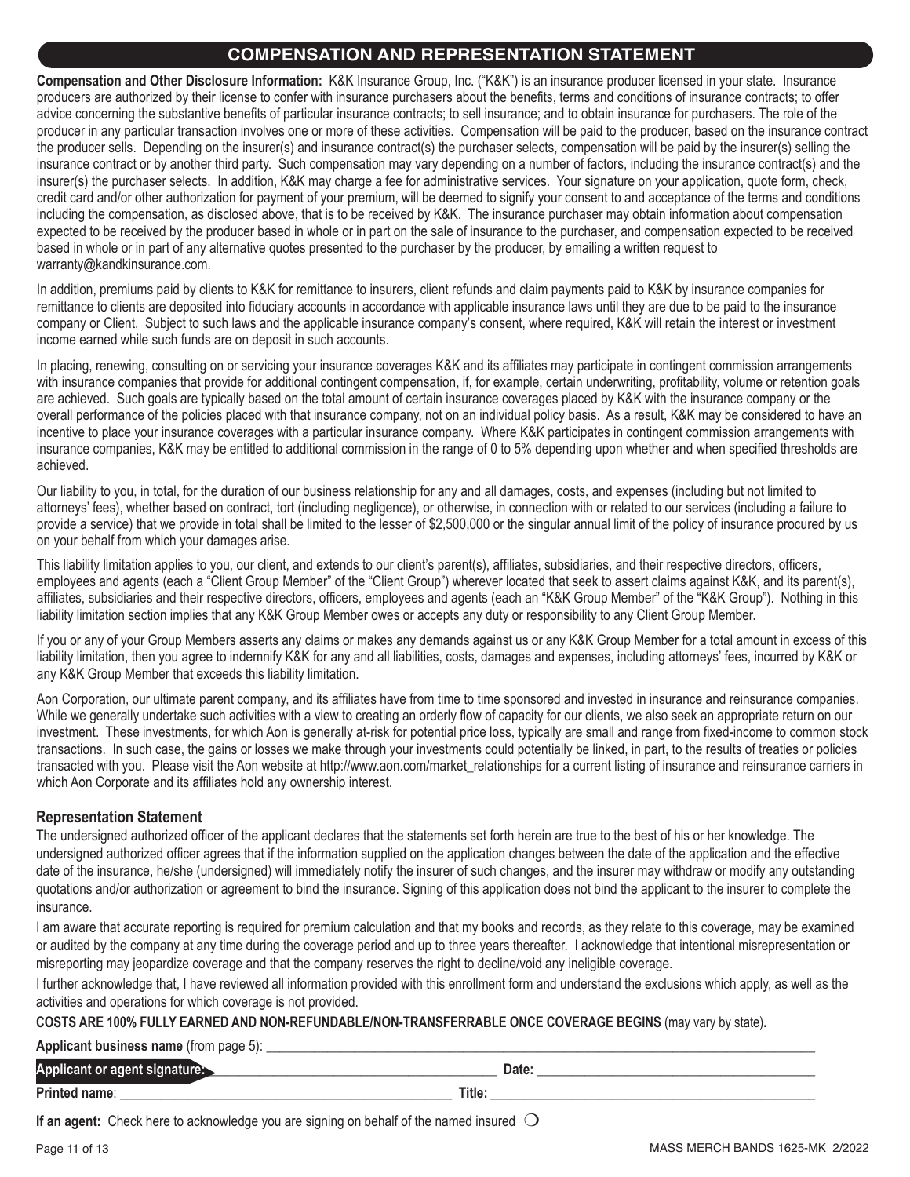## COMPENSATION AND REPRESENTATION STATEMENT

**Compensation and Other Disclosure Information:** K&K Insurance Group, Inc. ("K&K") is an insurance producer licensed in your state. Insurance producers are authorized by their license to confer with insurance purchasers about the benefits, terms and conditions of insurance contracts; to offer advice concerning the substantive benefits of particular insurance contracts; to sell insurance; and to obtain insurance for purchasers. The role of the producer in any particular transaction involves one or more of these activities. Compensation will be paid to the producer, based on the insurance contract the producer sells. Depending on the insurer(s) and insurance contract(s) the purchaser selects, compensation will be paid by the insurer(s) selling the insurance contract or by another third party. Such compensation may vary depending on a number of factors, including the insurance contract(s) and the insurer(s) the purchaser selects. In addition, K&K may charge a fee for administrative services. Your signature on your application, quote form, check, credit card and/or other authorization for payment of your premium, will be deemed to signify your consent to and acceptance of the terms and conditions including the compensation, as disclosed above, that is to be received by K&K. The insurance purchaser may obtain information about compensation expected to be received by the producer based in whole or in part on the sale of insurance to the purchaser, and compensation expected to be received based in whole or in part of any alternative quotes presented to the purchaser by the producer, by emailing a written request to warranty@kandkinsurance.com.

In addition, premiums paid by clients to K&K for remittance to insurers, client refunds and claim payments paid to K&K by insurance companies for remittance to clients are deposited into fiduciary accounts in accordance with applicable insurance laws until they are due to be paid to the insurance company or Client. Subject to such laws and the applicable insurance company's consent, where required, K&K will retain the interest or investment income earned while such funds are on deposit in such accounts.

In placing, renewing, consulting on or servicing your insurance coverages K&K and its affiliates may participate in contingent commission arrangements with insurance companies that provide for additional contingent compensation, if, for example, certain underwriting, profitability, volume or retention goals are achieved. Such goals are typically based on the total amount of certain insurance coverages placed by K&K with the insurance company or the overall performance of the policies placed with that insurance company, not on an individual policy basis. As a result, K&K may be considered to have an incentive to place your insurance coverages with a particular insurance company. Where K&K participates in contingent commission arrangements with insurance companies, K&K may be entitled to additional commission in the range of 0 to 5% depending upon whether and when specified thresholds are achieved.

Our liability to you, in total, for the duration of our business relationship for any and all damages, costs, and expenses (including but not limited to attorneys' fees), whether based on contract, tort (including negligence), or otherwise, in connection with or related to our services (including a failure to provide a service) that we provide in total shall be limited to the lesser of $2,500,000 or the singular annual limit of the policy of insurance procured by us on your behalf from which your damages arise.

This liability limitation applies to you, our client, and extends to our client's parent(s), affiliates, subsidiaries, and their respective directors, officers, employees and agents (each a "Client Group Member" of the "Client Group") wherever located that seek to assert claims against K&K, and its parent(s), affiliates, subsidiaries and their respective directors, officers, employees and agents (each an "K&K Group Member" of the "K&K Group"). Nothing in this liability limitation section implies that any K&K Group Member owes or accepts any duty or responsibility to any Client Group Member.

If you or any of your Group Members asserts any claims or makes any demands against us or any K&K Group Member for a total amount in excess of this liability limitation, then you agree to indemnify K&K for any and all liabilities, costs, damages and expenses, including attorneys' fees, incurred by K&K or any K&K Group Member that exceeds this liability limitation.

Aon Corporation, our ultimate parent company, and its affiliates have from time to time sponsored and invested in insurance and reinsurance companies. While we generally undertake such activities with a view to creating an orderly flow of capacity for our clients, we also seek an appropriate return on our investment. These investments, for which Aon is generally at-risk for potential price loss, typically are small and range from fixed-income to common stock transactions. In such case, the gains or losses we make through your investments could potentially be linked, in part, to the results of treaties or policies transacted with you. Please visit the Aon website at http://www.aon.com/market_relationships for a current listing of insurance and reinsurance carriers in which Aon Corporate and its affiliates hold any ownership interest.

### Representation Statement

The undersigned authorized officer of the applicant declares that the statements set forth herein are true to the best of his or her knowledge. The undersigned authorized officer agrees that if the information supplied on the application changes between the date of the application and the effective date of the insurance, he/she (undersigned) will immediately notify the insurer of such changes, and the insurer may withdraw or modify any outstanding quotations and/or authorization or agreement to bind the insurance. Signing of this application does not bind the applicant to the insurer to complete the insurance.

I am aware that accurate reporting is required for premium calculation and that my books and records, as they relate to this coverage, may be examined or audited by the company at any time during the coverage period and up to three years thereafter. I acknowledge that intentional misrepresentation or misreporting may jeopardize coverage and that the company reserves the right to decline/void any ineligible coverage.

I further acknowledge that, I have reviewed all information provided with this enrollment form and understand the exclusions which apply, as well as the activities and operations for which coverage is not provided.

**COSTS ARE 100% FULLY EARNED AND NON-REFUNDABLE/NON-TRANSFERRABLE ONCE COVERAGE BEGINS** (may vary by state)**.**

**Applicant business name** (from page 5): ____________________

**Applicant or agent signature:** ____________________ **Date:** ____________________

**Printed name**: ____________________ **Title:** ____________________

**If an agent:** Check here to acknowledge you are signing on behalf of the named insured ❍

MASS MERCH BANDS 1625-MK 2/2022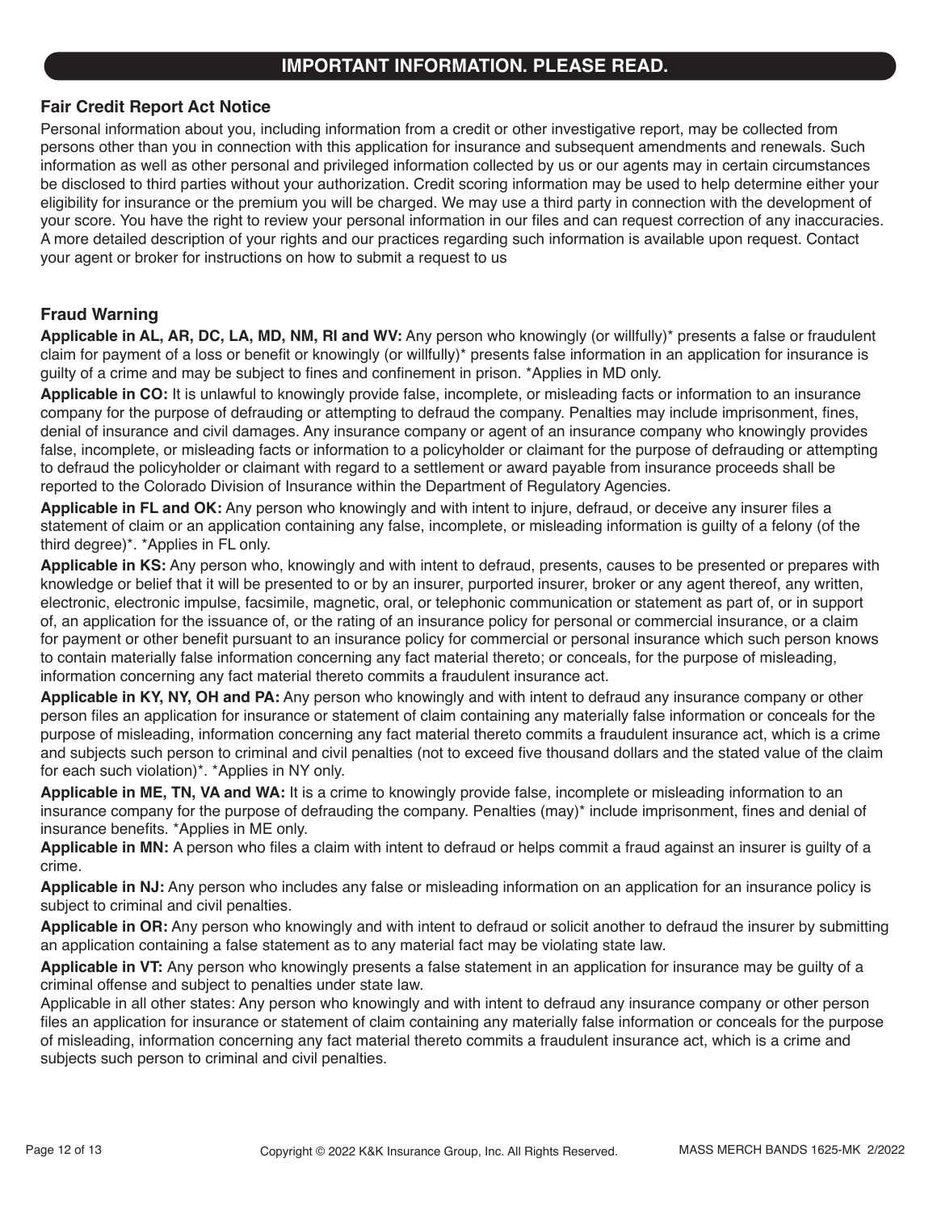## IMPORTANT INFORMATION. PLEASE READ.

### Fair Credit Report Act Notice

Personal information about you, including information from a credit or other investigative report, may be collected from persons other than you in connection with this application for insurance and subsequent amendments and renewals. Such information as well as other personal and privileged information collected by us or our agents may in certain circumstances be disclosed to third parties without your authorization. Credit scoring information may be used to help determine either your eligibility for insurance or the premium you will be charged. We may use a third party in connection with the development of your score. You have the right to review your personal information in our files and can request correction of any inaccuracies. A more detailed description of your rights and our practices regarding such information is available upon request. Contact your agent or broker for instructions on how to submit a request to us

### Fraud Warning

**Applicable in AL, AR, DC, LA, MD, NM, RI and WV:** Any person who knowingly (or willfully)* presents a false or fraudulent claim for payment of a loss or benefit or knowingly (or willfully)* presents false information in an application for insurance is guilty of a crime and may be subject to fines and confinement in prison. *Applies in MD only.

**Applicable in CO:** It is unlawful to knowingly provide false, incomplete, or misleading facts or information to an insurance company for the purpose of defrauding or attempting to defraud the company. Penalties may include imprisonment, fines, denial of insurance and civil damages. Any insurance company or agent of an insurance company who knowingly provides false, incomplete, or misleading facts or information to a policyholder or claimant for the purpose of defrauding or attempting to defraud the policyholder or claimant with regard to a settlement or award payable from insurance proceeds shall be reported to the Colorado Division of Insurance within the Department of Regulatory Agencies.

**Applicable in FL and OK:** Any person who knowingly and with intent to injure, defraud, or deceive any insurer files a statement of claim or an application containing any false, incomplete, or misleading information is guilty of a felony (of the third degree)*. *Applies in FL only.

**Applicable in KS:** Any person who, knowingly and with intent to defraud, presents, causes to be presented or prepares with knowledge or belief that it will be presented to or by an insurer, purported insurer, broker or any agent thereof, any written, electronic, electronic impulse, facsimile, magnetic, oral, or telephonic communication or statement as part of, or in support of, an application for the issuance of, or the rating of an insurance policy for personal or commercial insurance, or a claim for payment or other benefit pursuant to an insurance policy for commercial or personal insurance which such person knows to contain materially false information concerning any fact material thereto; or conceals, for the purpose of misleading, information concerning any fact material thereto commits a fraudulent insurance act.

**Applicable in KY, NY, OH and PA:** Any person who knowingly and with intent to defraud any insurance company or other person files an application for insurance or statement of claim containing any materially false information or conceals for the purpose of misleading, information concerning any fact material thereto commits a fraudulent insurance act, which is a crime and subjects such person to criminal and civil penalties (not to exceed five thousand dollars and the stated value of the claim for each such violation)*. *Applies in NY only.

**Applicable in ME, TN, VA and WA:** It is a crime to knowingly provide false, incomplete or misleading information to an insurance company for the purpose of defrauding the company. Penalties (may)* include imprisonment, fines and denial of insurance benefits. *Applies in ME only.

**Applicable in MN:** A person who files a claim with intent to defraud or helps commit a fraud against an insurer is guilty of a crime.

**Applicable in NJ:** Any person who includes any false or misleading information on an application for an insurance policy is subject to criminal and civil penalties.

**Applicable in OR:** Any person who knowingly and with intent to defraud or solicit another to defraud the insurer by submitting an application containing a false statement as to any material fact may be violating state law.

**Applicable in VT:** Any person who knowingly presents a false statement in an application for insurance may be guilty of a criminal offense and subject to penalties under state law.

Applicable in all other states: Any person who knowingly and with intent to defraud any insurance company or other person files an application for insurance or statement of claim containing any materially false information or conceals for the purpose of misleading, information concerning any fact material thereto commits a fraudulent insurance act, which is a crime and subjects such person to criminal and civil penalties.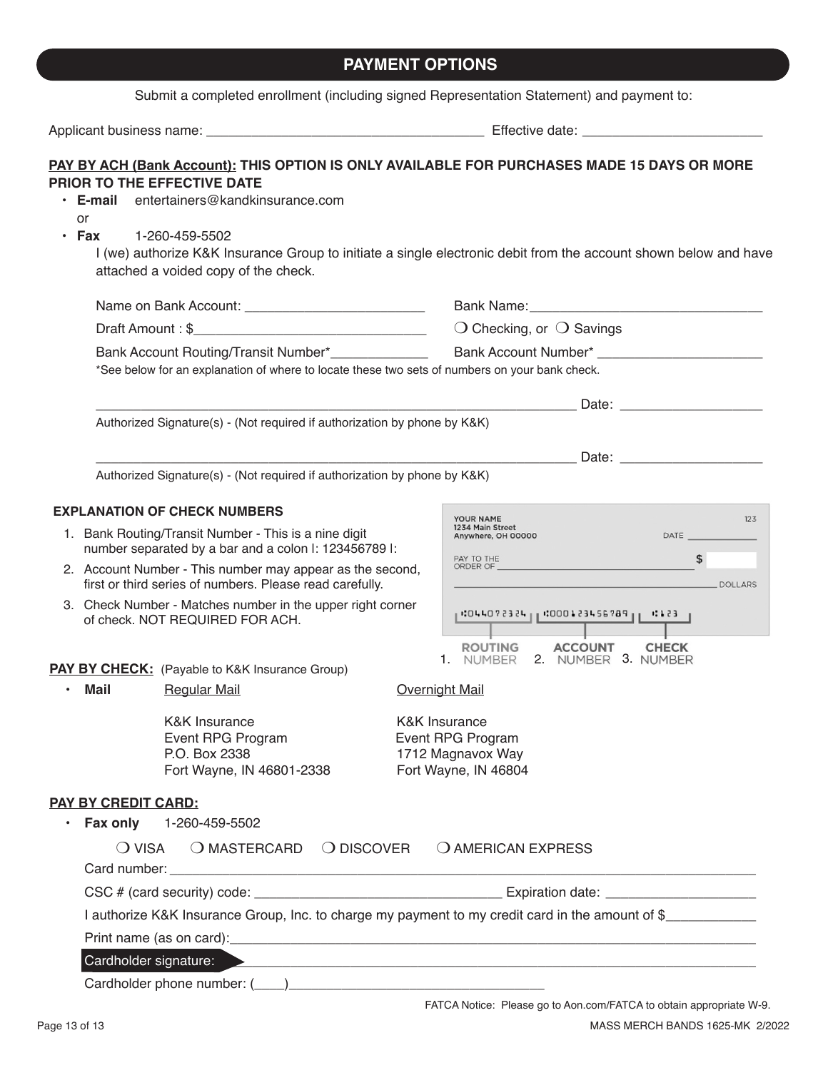# PAYMENT OPTIONS

Submit a completed enrollment (including signed Representation Statement) and payment to:

Applicant business name: ____________________________________ Effective date: ________________________

**PAY BY ACH (Bank Account): THIS OPTION IS ONLY AVAILABLE FOR PURCHASES MADE 15 DAYS OR MORE PRIOR TO THE EFFECTIVE DATE**

- **E-mail** entertainers@kandkinsurance.com

  or

- **Fax** 1-260-459-5502

  I (we) authorize K&K Insurance Group to initiate a single electronic debit from the account shown below and have attached a voided copy of the check.

Name on Bank Account: ________________________ Bank Name: ________________________________

Draft Amount : $_______________________________ ❍ Checking, or ❍ Savings

Bank Account Routing/Transit Number*_____________ Bank Account Number* ______________________

*See below for an explanation of where to locate these two sets of numbers on your bank check.

_________________________________________________________________ Date: ___________________

Authorized Signature(s) - (Not required if authorization by phone by K&K)

_________________________________________________________________ Date: ___________________

Authorized Signature(s) - (Not required if authorization by phone by K&K)

**EXPLANATION OF CHECK NUMBERS**

1. Bank Routing/Transit Number - This is a nine digit number separated by a bar and a colon I: 123456789 I:
2. Account Number - This number may appear as the second, first or third series of numbers. Please read carefully.
3. Check Number - Matches number in the upper right corner of check. NOT REQUIRED FOR ACH.

YOUR NAME
1234 Main Street
Anywhere, OH 00000
123
DATE
PAY TO THE ORDER OF
$
DOLLARS
⑆044072324⑆ ⑆000123456789⑈ ⑆123
1. ROUTING NUMBER 2. ACCOUNT NUMBER 3. CHECK NUMBER

**PAY BY CHECK:** (Payable to K&K Insurance Group)

- **Mail**

| Regular Mail | Overnight Mail |
|---|---|
| K&K Insurance | K&K Insurance |
| Event RPG Program | Event RPG Program |
| P.O. Box 2338 | 1712 Magnavox Way |
| Fort Wayne, IN 46801-2338 | Fort Wayne, IN 46804 |

**PAY BY CREDIT CARD:**

- **Fax only** 1-260-459-5502

❍ VISA ❍ MASTERCARD ❍ DISCOVER ❍ AMERICAN EXPRESS

Card number: ________________________________________________________________________________

CSC # (card security) code: _________________________________ Expiration date: ____________________

I authorize K&K Insurance Group, Inc. to charge my payment to my credit card in the amount of $____________

Print name (as on card):_____________________________________________________________________

Cardholder signature: _______________________________________________________________________

Cardholder phone number: (____)__________________________________

FATCA Notice: Please go to Aon.com/FATCA to obtain appropriate W-9.

MASS MERCH BANDS 1625-MK 2/2022